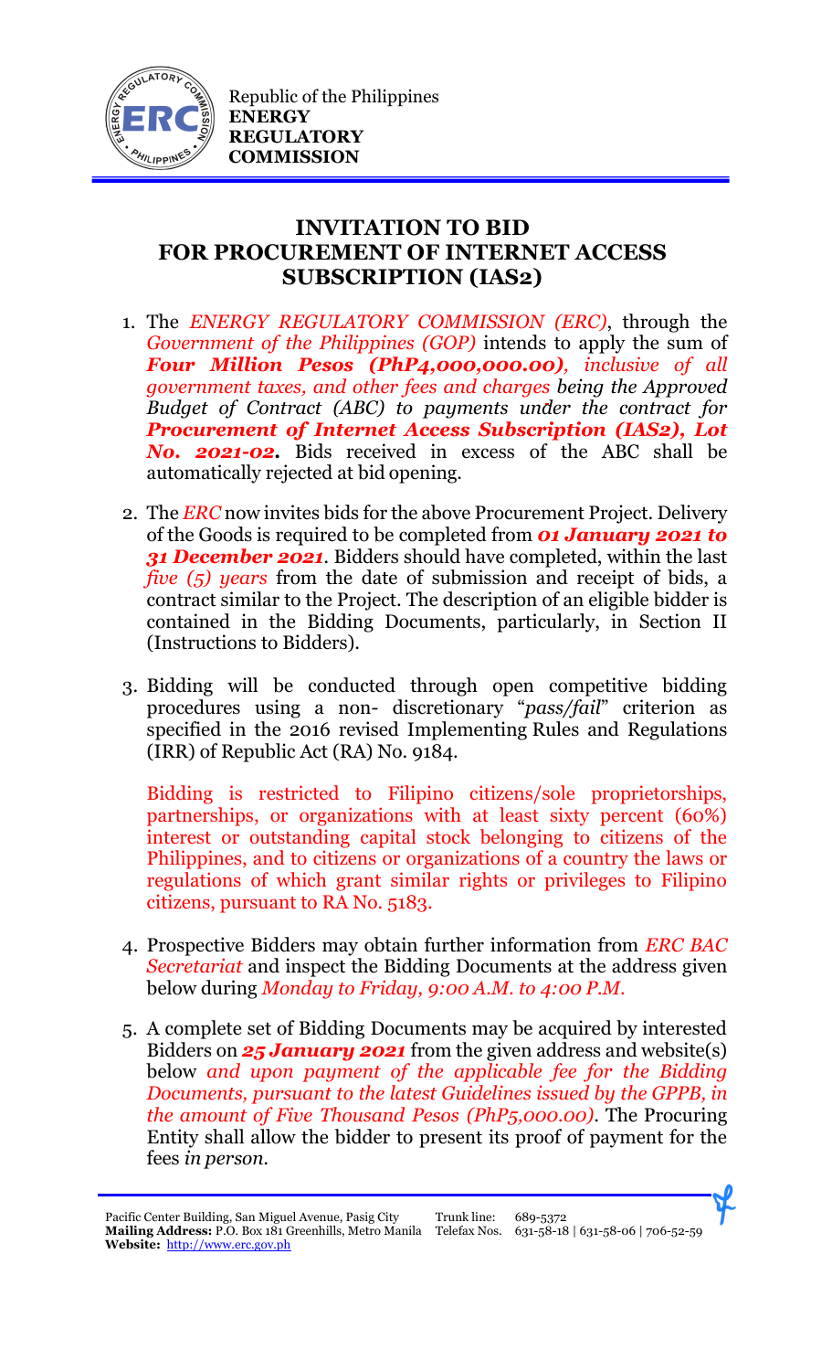Republic of the Philippines
**ENERGY REGULATORY COMMISSION**

## INVITATION TO BID FOR PROCUREMENT OF INTERNET ACCESS SUBSCRIPTION (IAS2)

1. The *ENERGY REGULATORY COMMISSION (ERC)*, through the *Government of the Philippines (GOP)* intends to apply the sum of ***Four Million Pesos (PhP4,000,000.00)****, inclusive of all government taxes, and other fees and charges being the Approved Budget of Contract (ABC) to payments under the contract for* ***Procurement of Internet Access Subscription (IAS2), Lot No. 2021-02.*** Bids received in excess of the ABC shall be automatically rejected at bid opening.

2. The *ERC* now invites bids for the above Procurement Project. Delivery of the Goods is required to be completed from ***01 January 2021 to 31 December 2021***. Bidders should have completed, within the last *five (5) years* from the date of submission and receipt of bids, a contract similar to the Project. The description of an eligible bidder is contained in the Bidding Documents, particularly, in Section II (Instructions to Bidders).

3. Bidding will be conducted through open competitive bidding procedures using a non- discretionary "*pass/fail*" criterion as specified in the 2016 revised Implementing Rules and Regulations (IRR) of Republic Act (RA) No. 9184.

   Bidding is restricted to Filipino citizens/sole proprietorships, partnerships, or organizations with at least sixty percent (60%) interest or outstanding capital stock belonging to citizens of the Philippines, and to citizens or organizations of a country the laws or regulations of which grant similar rights or privileges to Filipino citizens, pursuant to RA No. 5183.

4. Prospective Bidders may obtain further information from *ERC BAC Secretariat* and inspect the Bidding Documents at the address given below during *Monday to Friday, 9:00 A.M. to 4:00 P.M*.

5. A complete set of Bidding Documents may be acquired by interested Bidders on ***25 January 2021*** from the given address and website(s) below *and upon payment of the applicable fee for the Bidding Documents, pursuant to the latest Guidelines issued by the GPPB, in the amount of Five Thousand Pesos (PhP5,000.00)*. The Procuring Entity shall allow the bidder to present its proof of payment for the fees *in person*.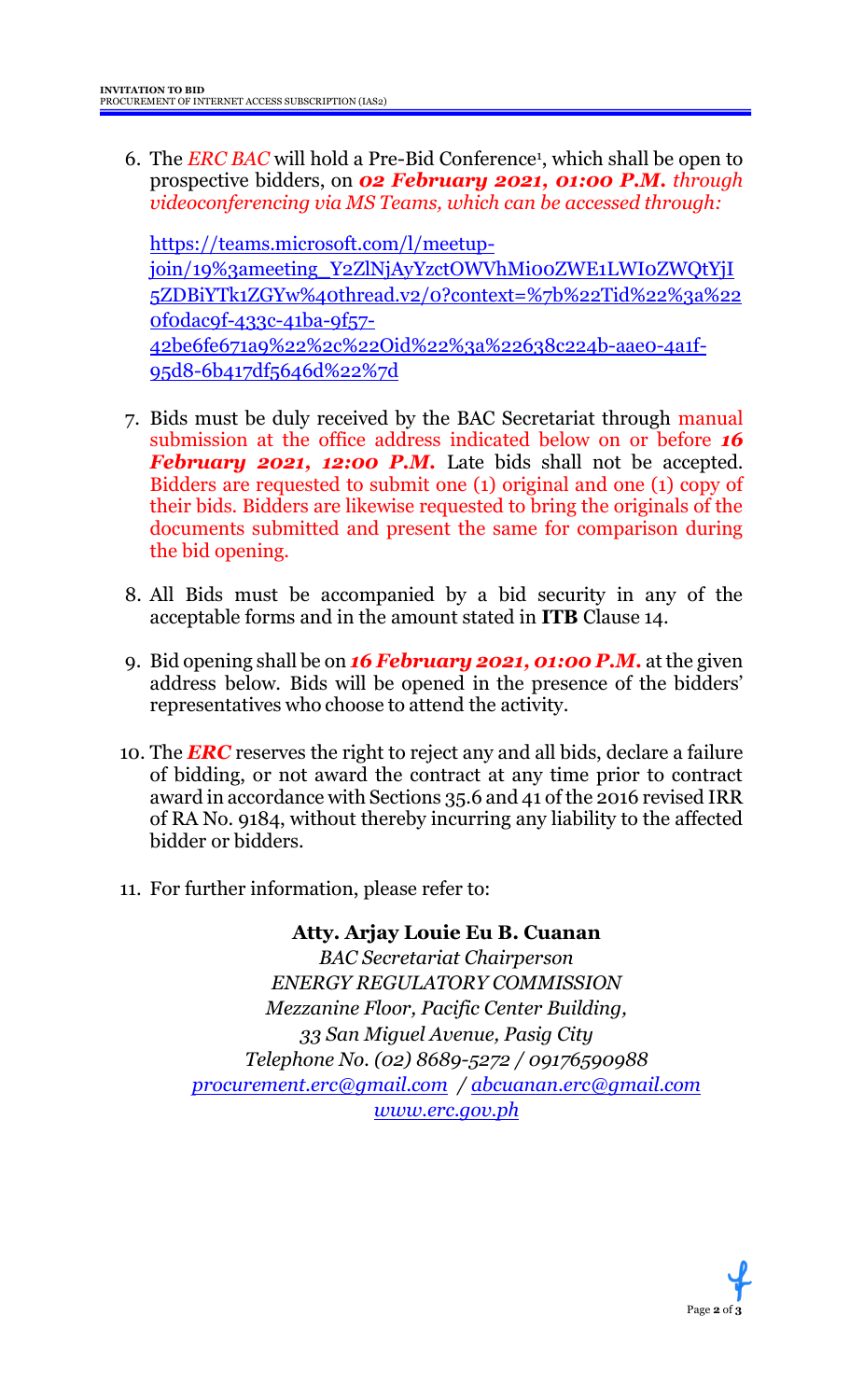6. The *ERC BAC* will hold a Pre-Bid Conference[1], which shall be open to prospective bidders, on ***02 February 2021, 01:00 P.M.*** *through videoconferencing via MS Teams, which can be accessed through:*

   https://teams.microsoft.com/l/meetup-join/19%3ameeting_Y2ZlNjAyYzctOWVhMi00ZWE1LWI0ZWQtYjI5ZDBiYTk1ZGYw%40thread.v2/0?context=%7b%22Tid%22%3a%220f0dac9f-433c-41ba-9f57-42be6fe671a9%22%2c%22Oid%22%3a%22638c224b-aae0-4a1f-95d8-6b417df5646d%22%7d

7. Bids must be duly received by the BAC Secretariat through manual submission at the office address indicated below on or before ***16 February 2021, 12:00 P.M.*** Late bids shall not be accepted. Bidders are requested to submit one (1) original and one (1) copy of their bids. Bidders are likewise requested to bring the originals of the documents submitted and present the same for comparison during the bid opening.

8. All Bids must be accompanied by a bid security in any of the acceptable forms and in the amount stated in **ITB** Clause 14.

9. Bid opening shall be on ***16 February 2021, 01:00 P.M.*** at the given address below. Bids will be opened in the presence of the bidders' representatives who choose to attend the activity.

10. The ***ERC*** reserves the right to reject any and all bids, declare a failure of bidding, or not award the contract at any time prior to contract award in accordance with Sections 35.6 and 41 of the 2016 revised IRR of RA No. 9184, without thereby incurring any liability to the affected bidder or bidders.

11. For further information, please refer to:

**Atty. Arjay Louie Eu B. Cuanan**
*BAC Secretariat Chairperson*
*ENERGY REGULATORY COMMISSION*
*Mezzanine Floor, Pacific Center Building,*
*33 San Miguel Avenue, Pasig City*
*Telephone No. (02) 8689-5272 / 09176590988*
*procurement.erc@gmail.com / abcuanan.erc@gmail.com*
*www.erc.gov.ph*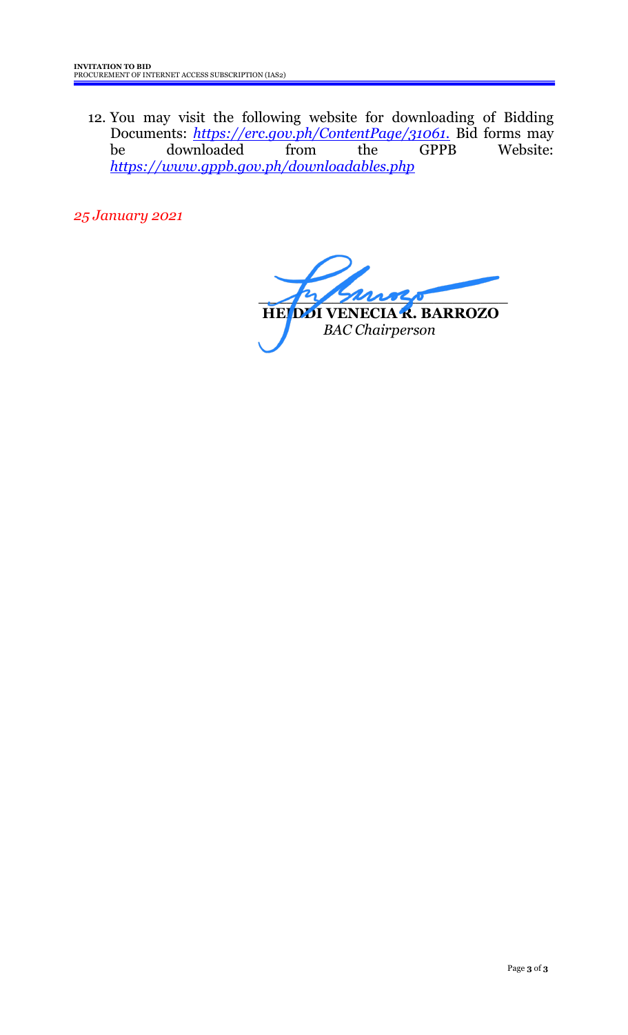12. You may visit the following website for downloading of Bidding Documents: *https://erc.gov.ph/ContentPage/31061.* Bid forms may be downloaded from the GPPB Website: *https://www.gppb.gov.ph/downloadables.php*

*25 January 2021*

**HEIDDI VENECIA R. BARROZO**
*BAC Chairperson*